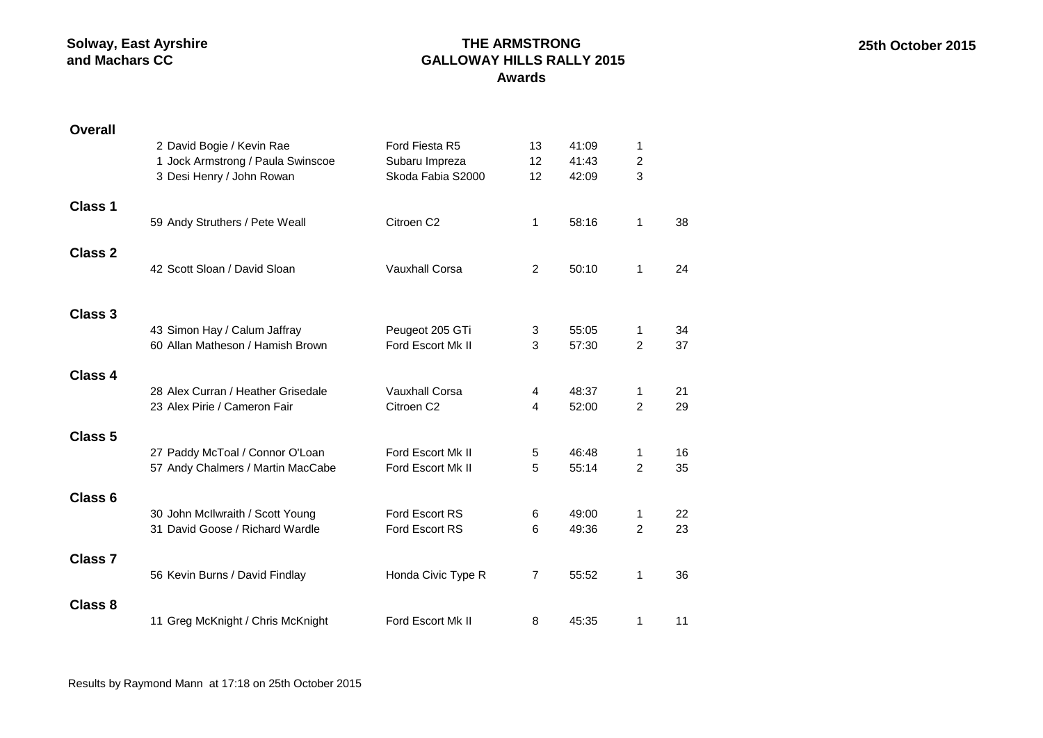**Solway, East Ayrshire and Machars CC**

# THE ARMSTRONG GALLOWAY HILLS RALLY 2015

## Awards

**25th October 2015**

### Overall

| | | | | | | |
|---|---|---|---|---|---|---|
| 2 | David Bogie / Kevin Rae | Ford Fiesta R5 | 13 | 41:09 | 1 | |
| 1 | Jock Armstrong / Paula Swinscoe | Subaru Impreza | 12 | 41:43 | 2 | |
| 3 | Desi Henry / John Rowan | Skoda Fabia S2000 | 12 | 42:09 | 3 | |

### Class 1

| | | | | | | |
|---|---|---|---|---|---|---|
| 59 | Andy Struthers / Pete Weall | Citroen C2 | 1 | 58:16 | 1 | 38 |

### Class 2

| | | | | | | |
|---|---|---|---|---|---|---|
| 42 | Scott Sloan / David Sloan | Vauxhall Corsa | 2 | 50:10 | 1 | 24 |

### Class 3

| | | | | | | |
|---|---|---|---|---|---|---|
| 43 | Simon Hay / Calum Jaffray | Peugeot 205 GTi | 3 | 55:05 | 1 | 34 |
| 60 | Allan Matheson / Hamish Brown | Ford Escort Mk II | 3 | 57:30 | 2 | 37 |

### Class 4

| | | | | | | |
|---|---|---|---|---|---|---|
| 28 | Alex Curran / Heather Grisedale | Vauxhall Corsa | 4 | 48:37 | 1 | 21 |
| 23 | Alex Pirie / Cameron Fair | Citroen C2 | 4 | 52:00 | 2 | 29 |

### Class 5

| | | | | | | |
|---|---|---|---|---|---|---|
| 27 | Paddy McToal / Connor O'Loan | Ford Escort Mk II | 5 | 46:48 | 1 | 16 |
| 57 | Andy Chalmers / Martin MacCabe | Ford Escort Mk II | 5 | 55:14 | 2 | 35 |

### Class 6

| | | | | | | |
|---|---|---|---|---|---|---|
| 30 | John McIlwraith / Scott Young | Ford Escort RS | 6 | 49:00 | 1 | 22 |
| 31 | David Goose / Richard Wardle | Ford Escort RS | 6 | 49:36 | 2 | 23 |

### Class 7

| | | | | | | |
|---|---|---|---|---|---|---|
| 56 | Kevin Burns / David Findlay | Honda Civic Type R | 7 | 55:52 | 1 | 36 |

### Class 8

| | | | | | | |
|---|---|---|---|---|---|---|
| 11 | Greg McKnight / Chris McKnight | Ford Escort Mk II | 8 | 45:35 | 1 | 11 |

Results by Raymond Mann at 17:18 on 25th October 2015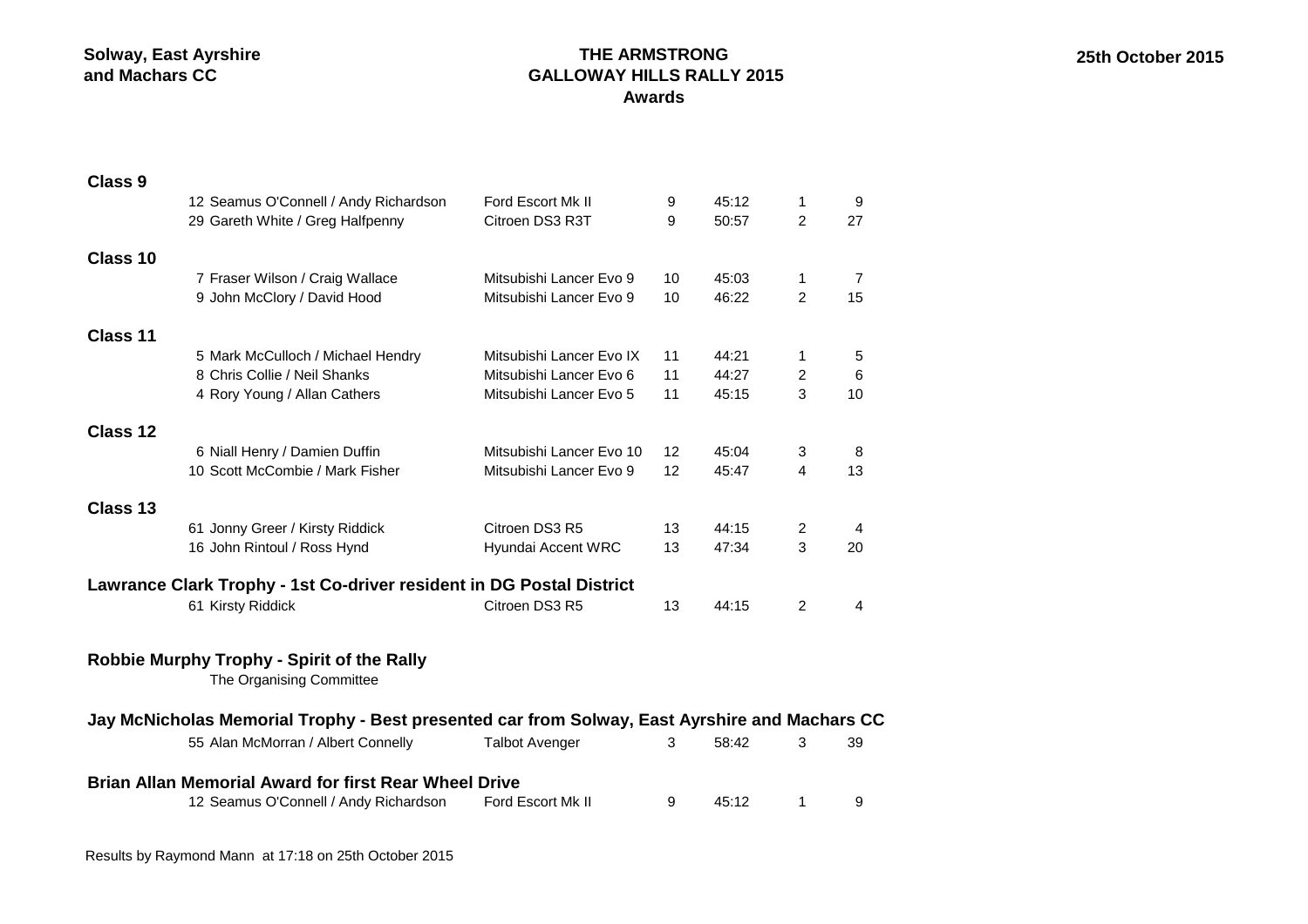**Solway, East Ayrshire and Machars CC**

# THE ARMSTRONG GALLOWAY HILLS RALLY 2015

## Awards

**25th October 2015**

### Class 9

| | | | | | | |
|---|---|---|---|---|---|---|
| 12 | Seamus O'Connell / Andy Richardson | Ford Escort Mk II | 9 | 45:12 | 1 | 9 |
| 29 | Gareth White / Greg Halfpenny | Citroen DS3 R3T | 9 | 50:57 | 2 | 27 |

### Class 10

| | | | | | | |
|---|---|---|---|---|---|---|
| 7 | Fraser Wilson / Craig Wallace | Mitsubishi Lancer Evo 9 | 10 | 45:03 | 1 | 7 |
| 9 | John McClory / David Hood | Mitsubishi Lancer Evo 9 | 10 | 46:22 | 2 | 15 |

### Class 11

| | | | | | | |
|---|---|---|---|---|---|---|
| 5 | Mark McCulloch / Michael Hendry | Mitsubishi Lancer Evo IX | 11 | 44:21 | 1 | 5 |
| 8 | Chris Collie / Neil Shanks | Mitsubishi Lancer Evo 6 | 11 | 44:27 | 2 | 6 |
| 4 | Rory Young / Allan Cathers | Mitsubishi Lancer Evo 5 | 11 | 45:15 | 3 | 10 |

### Class 12

| | | | | | | |
|---|---|---|---|---|---|---|
| 6 | Niall Henry / Damien Duffin | Mitsubishi Lancer Evo 10 | 12 | 45:04 | 3 | 8 |
| 10 | Scott McCombie / Mark Fisher | Mitsubishi Lancer Evo 9 | 12 | 45:47 | 4 | 13 |

### Class 13

| | | | | | | |
|---|---|---|---|---|---|---|
| 61 | Jonny Greer / Kirsty Riddick | Citroen DS3 R5 | 13 | 44:15 | 2 | 4 |
| 16 | John Rintoul / Ross Hynd | Hyundai Accent WRC | 13 | 47:34 | 3 | 20 |

### Lawrance Clark Trophy - 1st Co-driver resident in DG Postal District

| | | | | | | |
|---|---|---|---|---|---|---|
| 61 | Kirsty Riddick | Citroen DS3 R5 | 13 | 44:15 | 2 | 4 |

### Robbie Murphy Trophy - Spirit of the Rally

The Organising Committee

### Jay McNicholas Memorial Trophy - Best presented car from Solway, East Ayrshire and Machars CC

| | | | | | | |
|---|---|---|---|---|---|---|
| 55 | Alan McMorran / Albert Connelly | Talbot Avenger | 3 | 58:42 | 3 | 39 |

### Brian Allan Memorial Award for first Rear Wheel Drive

| | | | | | | |
|---|---|---|---|---|---|---|
| 12 | Seamus O'Connell / Andy Richardson | Ford Escort Mk II | 9 | 45:12 | 1 | 9 |

Results by Raymond Mann at 17:18 on 25th October 2015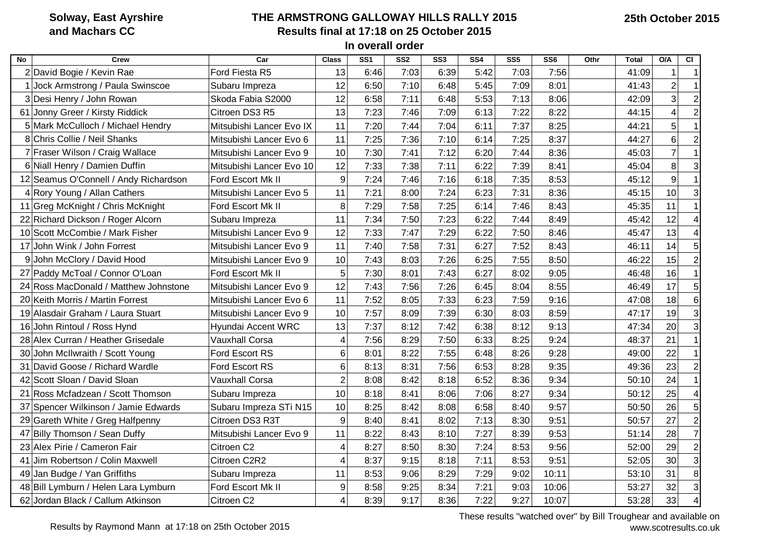Solway, East Ayrshire and Machars CC

# THE ARMSTRONG GALLOWAY HILLS RALLY 2015

## Results final at 17:18 on 25 October 2015

### In overall order

25th October 2015

| No | Crew | Car | Class | SS1 | SS2 | SS3 | SS4 | SS5 | SS6 | Othr | Total | O/A | Cl |
|---|---|---|---|---|---|---|---|---|---|---|---|---|---|
| 2 | David Bogie / Kevin Rae | Ford Fiesta R5 | 13 | 6:46 | 7:03 | 6:39 | 5:42 | 7:03 | 7:56 | | 41:09 | 1 | 1 |
| 1 | Jock Armstrong / Paula Swinscoe | Subaru Impreza | 12 | 6:50 | 7:10 | 6:48 | 5:45 | 7:09 | 8:01 | | 41:43 | 2 | 1 |
| 3 | Desi Henry / John Rowan | Skoda Fabia S2000 | 12 | 6:58 | 7:11 | 6:48 | 5:53 | 7:13 | 8:06 | | 42:09 | 3 | 2 |
| 61 | Jonny Greer / Kirsty Riddick | Citroen DS3 R5 | 13 | 7:23 | 7:46 | 7:09 | 6:13 | 7:22 | 8:22 | | 44:15 | 4 | 2 |
| 5 | Mark McCulloch / Michael Hendry | Mitsubishi Lancer Evo IX | 11 | 7:20 | 7:44 | 7:04 | 6:11 | 7:37 | 8:25 | | 44:21 | 5 | 1 |
| 8 | Chris Collie / Neil Shanks | Mitsubishi Lancer Evo 6 | 11 | 7:25 | 7:36 | 7:10 | 6:14 | 7:25 | 8:37 | | 44:27 | 6 | 2 |
| 7 | Fraser Wilson / Craig Wallace | Mitsubishi Lancer Evo 9 | 10 | 7:30 | 7:41 | 7:12 | 6:20 | 7:44 | 8:36 | | 45:03 | 7 | 1 |
| 6 | Niall Henry / Damien Duffin | Mitsubishi Lancer Evo 10 | 12 | 7:33 | 7:38 | 7:11 | 6:22 | 7:39 | 8:41 | | 45:04 | 8 | 3 |
| 12 | Seamus O'Connell / Andy Richardson | Ford Escort Mk II | 9 | 7:24 | 7:46 | 7:16 | 6:18 | 7:35 | 8:53 | | 45:12 | 9 | 1 |
| 4 | Rory Young / Allan Cathers | Mitsubishi Lancer Evo 5 | 11 | 7:21 | 8:00 | 7:24 | 6:23 | 7:31 | 8:36 | | 45:15 | 10 | 3 |
| 11 | Greg McKnight / Chris McKnight | Ford Escort Mk II | 8 | 7:29 | 7:58 | 7:25 | 6:14 | 7:46 | 8:43 | | 45:35 | 11 | 1 |
| 22 | Richard Dickson / Roger Alcorn | Subaru Impreza | 11 | 7:34 | 7:50 | 7:23 | 6:22 | 7:44 | 8:49 | | 45:42 | 12 | 4 |
| 10 | Scott McCombie / Mark Fisher | Mitsubishi Lancer Evo 9 | 12 | 7:33 | 7:47 | 7:29 | 6:22 | 7:50 | 8:46 | | 45:47 | 13 | 4 |
| 17 | John Wink / John Forrest | Mitsubishi Lancer Evo 9 | 11 | 7:40 | 7:58 | 7:31 | 6:27 | 7:52 | 8:43 | | 46:11 | 14 | 5 |
| 9 | John McClory / David Hood | Mitsubishi Lancer Evo 9 | 10 | 7:43 | 8:03 | 7:26 | 6:25 | 7:55 | 8:50 | | 46:22 | 15 | 2 |
| 27 | Paddy McToal / Connor O'Loan | Ford Escort Mk II | 5 | 7:30 | 8:01 | 7:43 | 6:27 | 8:02 | 9:05 | | 46:48 | 16 | 1 |
| 24 | Ross MacDonald / Matthew Johnstone | Mitsubishi Lancer Evo 9 | 12 | 7:43 | 7:56 | 7:26 | 6:45 | 8:04 | 8:55 | | 46:49 | 17 | 5 |
| 20 | Keith Morris / Martin Forrest | Mitsubishi Lancer Evo 6 | 11 | 7:52 | 8:05 | 7:33 | 6:23 | 7:59 | 9:16 | | 47:08 | 18 | 6 |
| 19 | Alasdair Graham / Laura Stuart | Mitsubishi Lancer Evo 9 | 10 | 7:57 | 8:09 | 7:39 | 6:30 | 8:03 | 8:59 | | 47:17 | 19 | 3 |
| 16 | John Rintoul / Ross Hynd | Hyundai Accent WRC | 13 | 7:37 | 8:12 | 7:42 | 6:38 | 8:12 | 9:13 | | 47:34 | 20 | 3 |
| 28 | Alex Curran / Heather Grisedale | Vauxhall Corsa | 4 | 7:56 | 8:29 | 7:50 | 6:33 | 8:25 | 9:24 | | 48:37 | 21 | 1 |
| 30 | John McIlwraith / Scott Young | Ford Escort RS | 6 | 8:01 | 8:22 | 7:55 | 6:48 | 8:26 | 9:28 | | 49:00 | 22 | 1 |
| 31 | David Goose / Richard Wardle | Ford Escort RS | 6 | 8:13 | 8:31 | 7:56 | 6:53 | 8:28 | 9:35 | | 49:36 | 23 | 2 |
| 42 | Scott Sloan / David Sloan | Vauxhall Corsa | 2 | 8:08 | 8:42 | 8:18 | 6:52 | 8:36 | 9:34 | | 50:10 | 24 | 1 |
| 21 | Ross Mcfadzean / Scott Thomson | Subaru Impreza | 10 | 8:18 | 8:41 | 8:06 | 7:06 | 8:27 | 9:34 | | 50:12 | 25 | 4 |
| 37 | Spencer Wilkinson / Jamie Edwards | Subaru Impreza STi N15 | 10 | 8:25 | 8:42 | 8:08 | 6:58 | 8:40 | 9:57 | | 50:50 | 26 | 5 |
| 29 | Gareth White / Greg Halfpenny | Citroen DS3 R3T | 9 | 8:40 | 8:41 | 8:02 | 7:13 | 8:30 | 9:51 | | 50:57 | 27 | 2 |
| 47 | Billy Thomson / Sean Duffy | Mitsubishi Lancer Evo 9 | 11 | 8:22 | 8:43 | 8:10 | 7:27 | 8:39 | 9:53 | | 51:14 | 28 | 7 |
| 23 | Alex Pirie / Cameron Fair | Citroen C2 | 4 | 8:27 | 8:50 | 8:30 | 7:24 | 8:53 | 9:56 | | 52:00 | 29 | 2 |
| 41 | Jim Robertson / Colin Maxwell | Citroen C2R2 | 4 | 8:37 | 9:15 | 8:18 | 7:11 | 8:53 | 9:51 | | 52:05 | 30 | 3 |
| 49 | Jan Budge / Yan Griffiths | Subaru Impreza | 11 | 8:53 | 9:06 | 8:29 | 7:29 | 9:02 | 10:11 | | 53:10 | 31 | 8 |
| 48 | Bill Lymburn / Helen Lara Lymburn | Ford Escort Mk II | 9 | 8:58 | 9:25 | 8:34 | 7:21 | 9:03 | 10:06 | | 53:27 | 32 | 3 |
| 62 | Jordan Black / Callum Atkinson | Citroen C2 | 4 | 8:39 | 9:17 | 8:36 | 7:22 | 9:27 | 10:07 | | 53:28 | 33 | 4 |

Results by Raymond Mann at 17:18 on 25th October 2015

These results "watched over" by Bill Troughear and available on www.scotresults.co.uk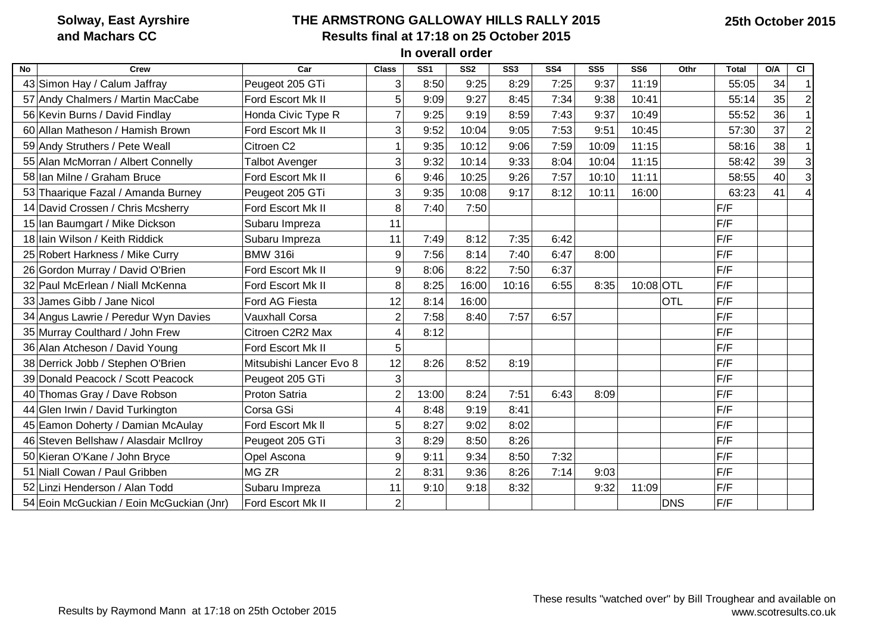**Solway, East Ayrshire and Machars CC**

# THE ARMSTRONG GALLOWAY HILLS RALLY 2015

**Results final at 17:18 on 25 October 2015**

**In overall order**

**25th October 2015**

| No | Crew | Car | Class | SS1 | SS2 | SS3 | SS4 | SS5 | SS6 | Othr | Total | O/A | Cl |
|---|---|---|---|---|---|---|---|---|---|---|---|---|---|
| 43 | Simon Hay / Calum Jaffray | Peugeot 205 GTi | 3 | 8:50 | 9:25 | 8:29 | 7:25 | 9:37 | 11:19 | | 55:05 | 34 | 1 |
| 57 | Andy Chalmers / Martin MacCabe | Ford Escort Mk II | 5 | 9:09 | 9:27 | 8:45 | 7:34 | 9:38 | 10:41 | | 55:14 | 35 | 2 |
| 56 | Kevin Burns / David Findlay | Honda Civic Type R | 7 | 9:25 | 9:19 | 8:59 | 7:43 | 9:37 | 10:49 | | 55:52 | 36 | 1 |
| 60 | Allan Matheson / Hamish Brown | Ford Escort Mk II | 3 | 9:52 | 10:04 | 9:05 | 7:53 | 9:51 | 10:45 | | 57:30 | 37 | 2 |
| 59 | Andy Struthers / Pete Weall | Citroen C2 | 1 | 9:35 | 10:12 | 9:06 | 7:59 | 10:09 | 11:15 | | 58:16 | 38 | 1 |
| 55 | Alan McMorran / Albert Connelly | Talbot Avenger | 3 | 9:32 | 10:14 | 9:33 | 8:04 | 10:04 | 11:15 | | 58:42 | 39 | 3 |
| 58 | Ian Milne / Graham Bruce | Ford Escort Mk II | 6 | 9:46 | 10:25 | 9:26 | 7:57 | 10:10 | 11:11 | | 58:55 | 40 | 3 |
| 53 | Thaarique Fazal / Amanda Burney | Peugeot 205 GTi | 3 | 9:35 | 10:08 | 9:17 | 8:12 | 10:11 | 16:00 | | 63:23 | 41 | 4 |
| 14 | David Crossen / Chris Mcsherry | Ford Escort Mk II | 8 | 7:40 | 7:50 | | | | | | F/F | | |
| 15 | Ian Baumgart / Mike Dickson | Subaru Impreza | 11 | | | | | | | | F/F | | |
| 18 | Iain Wilson / Keith Riddick | Subaru Impreza | 11 | 7:49 | 8:12 | 7:35 | 6:42 | | | | F/F | | |
| 25 | Robert Harkness / Mike Curry | BMW 316i | 9 | 7:56 | 8:14 | 7:40 | 6:47 | 8:00 | | | F/F | | |
| 26 | Gordon Murray / David O'Brien | Ford Escort Mk II | 9 | 8:06 | 8:22 | 7:50 | 6:37 | | | | F/F | | |
| 32 | Paul McErlean / Niall McKenna | Ford Escort Mk II | 8 | 8:25 | 16:00 | 10:16 | 6:55 | 8:35 | 10:08 | OTL | F/F | | |
| 33 | James Gibb / Jane Nicol | Ford AG Fiesta | 12 | 8:14 | 16:00 | | | | | OTL | F/F | | |
| 34 | Angus Lawrie / Peredur Wyn Davies | Vauxhall Corsa | 2 | 7:58 | 8:40 | 7:57 | 6:57 | | | | F/F | | |
| 35 | Murray Coulthard / John Frew | Citroen C2R2 Max | 4 | 8:12 | | | | | | | F/F | | |
| 36 | Alan Atcheson / David Young | Ford Escort Mk II | 5 | | | | | | | | F/F | | |
| 38 | Derrick Jobb / Stephen O'Brien | Mitsubishi Lancer Evo 8 | 12 | 8:26 | 8:52 | 8:19 | | | | | F/F | | |
| 39 | Donald Peacock / Scott Peacock | Peugeot 205 GTi | 3 | | | | | | | | F/F | | |
| 40 | Thomas Gray / Dave Robson | Proton Satria | 2 | 13:00 | 8:24 | 7:51 | 6:43 | 8:09 | | | F/F | | |
| 44 | Glen Irwin / David Turkington | Corsa GSi | 4 | 8:48 | 9:19 | 8:41 | | | | | F/F | | |
| 45 | Eamon Doherty / Damian McAulay | Ford Escort Mk ll | 5 | 8:27 | 9:02 | 8:02 | | | | | F/F | | |
| 46 | Steven Bellshaw / Alasdair McIlroy | Peugeot 205 GTi | 3 | 8:29 | 8:50 | 8:26 | | | | | F/F | | |
| 50 | Kieran O'Kane / John Bryce | Opel Ascona | 9 | 9:11 | 9:34 | 8:50 | 7:32 | | | | F/F | | |
| 51 | Niall Cowan / Paul Gribben | MG ZR | 2 | 8:31 | 9:36 | 8:26 | 7:14 | 9:03 | | | F/F | | |
| 52 | Linzi Henderson / Alan Todd | Subaru Impreza | 11 | 9:10 | 9:18 | 8:32 | | 9:32 | 11:09 | | F/F | | |
| 54 | Eoin McGuckian / Eoin McGuckian (Jnr) | Ford Escort Mk II | 2 | | | | | | | DNS | F/F | | |

Results by Raymond Mann at 17:18 on 25th October 2015

These results "watched over" by Bill Troughear and available on www.scotresults.co.uk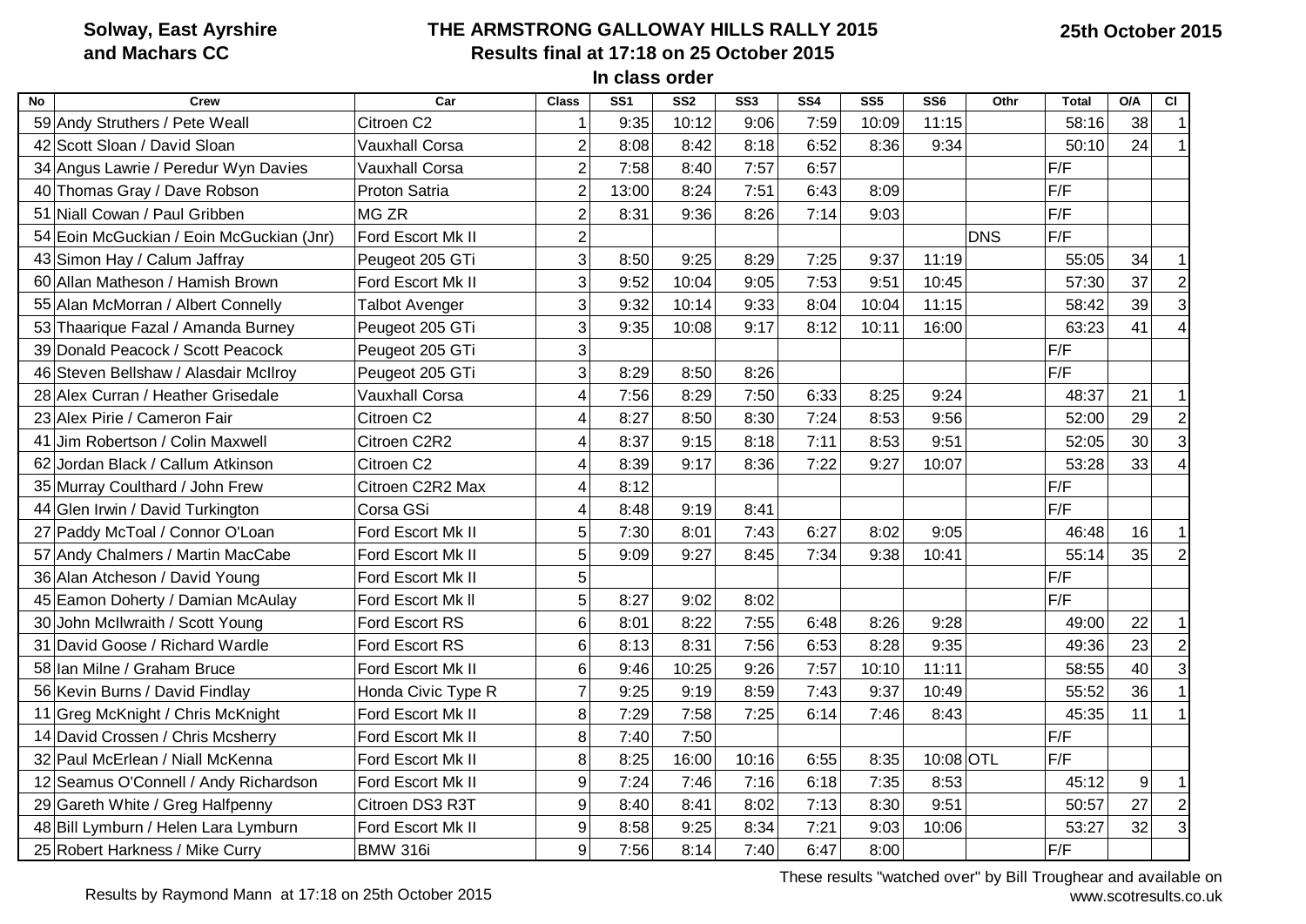**Solway, East Ayrshire and Machars CC**

# THE ARMSTRONG GALLOWAY HILLS RALLY 2015

**Results final at 17:18 on 25 October 2015**

**In class order**

**25th October 2015**

| No | Crew | Car | Class | SS1 | SS2 | SS3 | SS4 | SS5 | SS6 | Othr | Total | O/A | Cl |
|---|---|---|---|---|---|---|---|---|---|---|---|---|---|
| 59 | Andy Struthers / Pete Weall | Citroen C2 | 1 | 9:35 | 10:12 | 9:06 | 7:59 | 10:09 | 11:15 | | 58:16 | 38 | 1 |
| 42 | Scott Sloan / David Sloan | Vauxhall Corsa | 2 | 8:08 | 8:42 | 8:18 | 6:52 | 8:36 | 9:34 | | 50:10 | 24 | 1 |
| 34 | Angus Lawrie / Peredur Wyn Davies | Vauxhall Corsa | 2 | 7:58 | 8:40 | 7:57 | 6:57 | | | | F/F | | |
| 40 | Thomas Gray / Dave Robson | Proton Satria | 2 | 13:00 | 8:24 | 7:51 | 6:43 | 8:09 | | | F/F | | |
| 51 | Niall Cowan / Paul Gribben | MG ZR | 2 | 8:31 | 9:36 | 8:26 | 7:14 | 9:03 | | | F/F | | |
| 54 | Eoin McGuckian / Eoin McGuckian (Jnr) | Ford Escort Mk II | 2 | | | | | | | DNS | F/F | | |
| 43 | Simon Hay / Calum Jaffray | Peugeot 205 GTi | 3 | 8:50 | 9:25 | 8:29 | 7:25 | 9:37 | 11:19 | | 55:05 | 34 | 1 |
| 60 | Allan Matheson / Hamish Brown | Ford Escort Mk II | 3 | 9:52 | 10:04 | 9:05 | 7:53 | 9:51 | 10:45 | | 57:30 | 37 | 2 |
| 55 | Alan McMorran / Albert Connelly | Talbot Avenger | 3 | 9:32 | 10:14 | 9:33 | 8:04 | 10:04 | 11:15 | | 58:42 | 39 | 3 |
| 53 | Thaarique Fazal / Amanda Burney | Peugeot 205 GTi | 3 | 9:35 | 10:08 | 9:17 | 8:12 | 10:11 | 16:00 | | 63:23 | 41 | 4 |
| 39 | Donald Peacock / Scott Peacock | Peugeot 205 GTi | 3 | | | | | | | | F/F | | |
| 46 | Steven Bellshaw / Alasdair McIlroy | Peugeot 205 GTi | 3 | 8:29 | 8:50 | 8:26 | | | | | F/F | | |
| 28 | Alex Curran / Heather Grisedale | Vauxhall Corsa | 4 | 7:56 | 8:29 | 7:50 | 6:33 | 8:25 | 9:24 | | 48:37 | 21 | 1 |
| 23 | Alex Pirie / Cameron Fair | Citroen C2 | 4 | 8:27 | 8:50 | 8:30 | 7:24 | 8:53 | 9:56 | | 52:00 | 29 | 2 |
| 41 | Jim Robertson / Colin Maxwell | Citroen C2R2 | 4 | 8:37 | 9:15 | 8:18 | 7:11 | 8:53 | 9:51 | | 52:05 | 30 | 3 |
| 62 | Jordan Black / Callum Atkinson | Citroen C2 | 4 | 8:39 | 9:17 | 8:36 | 7:22 | 9:27 | 10:07 | | 53:28 | 33 | 4 |
| 35 | Murray Coulthard / John Frew | Citroen C2R2 Max | 4 | 8:12 | | | | | | | F/F | | |
| 44 | Glen Irwin / David Turkington | Corsa GSi | 4 | 8:48 | 9:19 | 8:41 | | | | | F/F | | |
| 27 | Paddy McToal / Connor O'Loan | Ford Escort Mk II | 5 | 7:30 | 8:01 | 7:43 | 6:27 | 8:02 | 9:05 | | 46:48 | 16 | 1 |
| 57 | Andy Chalmers / Martin MacCabe | Ford Escort Mk II | 5 | 9:09 | 9:27 | 8:45 | 7:34 | 9:38 | 10:41 | | 55:14 | 35 | 2 |
| 36 | Alan Atcheson / David Young | Ford Escort Mk II | 5 | | | | | | | | F/F | | |
| 45 | Eamon Doherty / Damian McAulay | Ford Escort Mk ll | 5 | 8:27 | 9:02 | 8:02 | | | | | F/F | | |
| 30 | John McIlwraith / Scott Young | Ford Escort RS | 6 | 8:01 | 8:22 | 7:55 | 6:48 | 8:26 | 9:28 | | 49:00 | 22 | 1 |
| 31 | David Goose / Richard Wardle | Ford Escort RS | 6 | 8:13 | 8:31 | 7:56 | 6:53 | 8:28 | 9:35 | | 49:36 | 23 | 2 |
| 58 | Ian Milne / Graham Bruce | Ford Escort Mk II | 6 | 9:46 | 10:25 | 9:26 | 7:57 | 10:10 | 11:11 | | 58:55 | 40 | 3 |
| 56 | Kevin Burns / David Findlay | Honda Civic Type R | 7 | 9:25 | 9:19 | 8:59 | 7:43 | 9:37 | 10:49 | | 55:52 | 36 | 1 |
| 11 | Greg McKnight / Chris McKnight | Ford Escort Mk II | 8 | 7:29 | 7:58 | 7:25 | 6:14 | 7:46 | 8:43 | | 45:35 | 11 | 1 |
| 14 | David Crossen / Chris Mcsherry | Ford Escort Mk II | 8 | 7:40 | 7:50 | | | | | | F/F | | |
| 32 | Paul McErlean / Niall McKenna | Ford Escort Mk II | 8 | 8:25 | 16:00 | 10:16 | 6:55 | 8:35 | 10:08 | OTL | F/F | | |
| 12 | Seamus O'Connell / Andy Richardson | Ford Escort Mk II | 9 | 7:24 | 7:46 | 7:16 | 6:18 | 7:35 | 8:53 | | 45:12 | 9 | 1 |
| 29 | Gareth White / Greg Halfpenny | Citroen DS3 R3T | 9 | 8:40 | 8:41 | 8:02 | 7:13 | 8:30 | 9:51 | | 50:57 | 27 | 2 |
| 48 | Bill Lymburn / Helen Lara Lymburn | Ford Escort Mk II | 9 | 8:58 | 9:25 | 8:34 | 7:21 | 9:03 | 10:06 | | 53:27 | 32 | 3 |
| 25 | Robert Harkness / Mike Curry | BMW 316i | 9 | 7:56 | 8:14 | 7:40 | 6:47 | 8:00 | | | F/F | | |

Results by Raymond Mann at 17:18 on 25th October 2015

These results "watched over" by Bill Troughear and available on www.scotresults.co.uk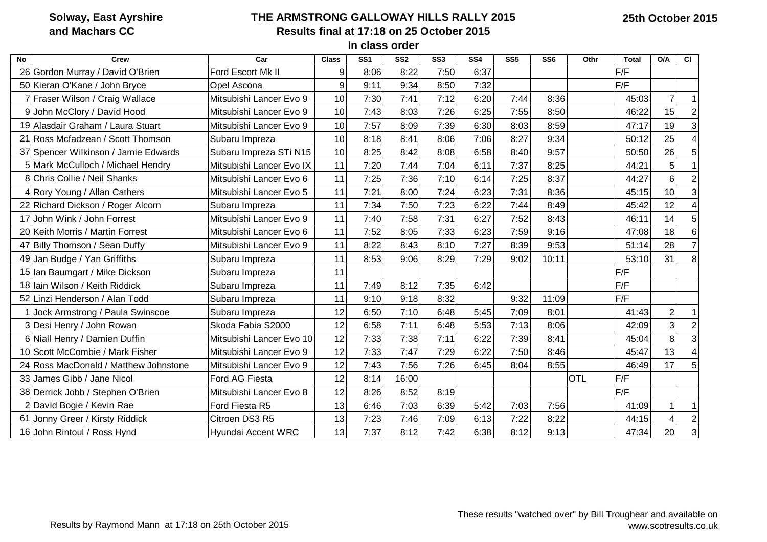**Solway, East Ayrshire and Machars CC**

# THE ARMSTRONG GALLOWAY HILLS RALLY 2015

**Results final at 17:18 on 25 October 2015**

**In class order**

**25th October 2015**

| No | Crew | Car | Class | SS1 | SS2 | SS3 | SS4 | SS5 | SS6 | Othr | Total | O/A | Cl |
|---|---|---|---|---|---|---|---|---|---|---|---|---|---|
| 26 | Gordon Murray / David O'Brien | Ford Escort Mk II | 9 | 8:06 | 8:22 | 7:50 | 6:37 | | | | F/F | | |
| 50 | Kieran O'Kane / John Bryce | Opel Ascona | 9 | 9:11 | 9:34 | 8:50 | 7:32 | | | | F/F | | |
| 7 | Fraser Wilson / Craig Wallace | Mitsubishi Lancer Evo 9 | 10 | 7:30 | 7:41 | 7:12 | 6:20 | 7:44 | 8:36 | | 45:03 | 7 | 1 |
| 9 | John McClory / David Hood | Mitsubishi Lancer Evo 9 | 10 | 7:43 | 8:03 | 7:26 | 6:25 | 7:55 | 8:50 | | 46:22 | 15 | 2 |
| 19 | Alasdair Graham / Laura Stuart | Mitsubishi Lancer Evo 9 | 10 | 7:57 | 8:09 | 7:39 | 6:30 | 8:03 | 8:59 | | 47:17 | 19 | 3 |
| 21 | Ross Mcfadzean / Scott Thomson | Subaru Impreza | 10 | 8:18 | 8:41 | 8:06 | 7:06 | 8:27 | 9:34 | | 50:12 | 25 | 4 |
| 37 | Spencer Wilkinson / Jamie Edwards | Subaru Impreza STi N15 | 10 | 8:25 | 8:42 | 8:08 | 6:58 | 8:40 | 9:57 | | 50:50 | 26 | 5 |
| 5 | Mark McCulloch / Michael Hendry | Mitsubishi Lancer Evo IX | 11 | 7:20 | 7:44 | 7:04 | 6:11 | 7:37 | 8:25 | | 44:21 | 5 | 1 |
| 8 | Chris Collie / Neil Shanks | Mitsubishi Lancer Evo 6 | 11 | 7:25 | 7:36 | 7:10 | 6:14 | 7:25 | 8:37 | | 44:27 | 6 | 2 |
| 4 | Rory Young / Allan Cathers | Mitsubishi Lancer Evo 5 | 11 | 7:21 | 8:00 | 7:24 | 6:23 | 7:31 | 8:36 | | 45:15 | 10 | 3 |
| 22 | Richard Dickson / Roger Alcorn | Subaru Impreza | 11 | 7:34 | 7:50 | 7:23 | 6:22 | 7:44 | 8:49 | | 45:42 | 12 | 4 |
| 17 | John Wink / John Forrest | Mitsubishi Lancer Evo 9 | 11 | 7:40 | 7:58 | 7:31 | 6:27 | 7:52 | 8:43 | | 46:11 | 14 | 5 |
| 20 | Keith Morris / Martin Forrest | Mitsubishi Lancer Evo 6 | 11 | 7:52 | 8:05 | 7:33 | 6:23 | 7:59 | 9:16 | | 47:08 | 18 | 6 |
| 47 | Billy Thomson / Sean Duffy | Mitsubishi Lancer Evo 9 | 11 | 8:22 | 8:43 | 8:10 | 7:27 | 8:39 | 9:53 | | 51:14 | 28 | 7 |
| 49 | Jan Budge / Yan Griffiths | Subaru Impreza | 11 | 8:53 | 9:06 | 8:29 | 7:29 | 9:02 | 10:11 | | 53:10 | 31 | 8 |
| 15 | Ian Baumgart / Mike Dickson | Subaru Impreza | 11 | | | | | | | | F/F | | |
| 18 | Iain Wilson / Keith Riddick | Subaru Impreza | 11 | 7:49 | 8:12 | 7:35 | 6:42 | | | | F/F | | |
| 52 | Linzi Henderson / Alan Todd | Subaru Impreza | 11 | 9:10 | 9:18 | 8:32 | | 9:32 | 11:09 | | F/F | | |
| 1 | Jock Armstrong / Paula Swinscoe | Subaru Impreza | 12 | 6:50 | 7:10 | 6:48 | 5:45 | 7:09 | 8:01 | | 41:43 | 2 | 1 |
| 3 | Desi Henry / John Rowan | Skoda Fabia S2000 | 12 | 6:58 | 7:11 | 6:48 | 5:53 | 7:13 | 8:06 | | 42:09 | 3 | 2 |
| 6 | Niall Henry / Damien Duffin | Mitsubishi Lancer Evo 10 | 12 | 7:33 | 7:38 | 7:11 | 6:22 | 7:39 | 8:41 | | 45:04 | 8 | 3 |
| 10 | Scott McCombie / Mark Fisher | Mitsubishi Lancer Evo 9 | 12 | 7:33 | 7:47 | 7:29 | 6:22 | 7:50 | 8:46 | | 45:47 | 13 | 4 |
| 24 | Ross MacDonald / Matthew Johnstone | Mitsubishi Lancer Evo 9 | 12 | 7:43 | 7:56 | 7:26 | 6:45 | 8:04 | 8:55 | | 46:49 | 17 | 5 |
| 33 | James Gibb / Jane Nicol | Ford AG Fiesta | 12 | 8:14 | 16:00 | | | | | OTL | F/F | | |
| 38 | Derrick Jobb / Stephen O'Brien | Mitsubishi Lancer Evo 8 | 12 | 8:26 | 8:52 | 8:19 | | | | | F/F | | |
| 2 | David Bogie / Kevin Rae | Ford Fiesta R5 | 13 | 6:46 | 7:03 | 6:39 | 5:42 | 7:03 | 7:56 | | 41:09 | 1 | 1 |
| 61 | Jonny Greer / Kirsty Riddick | Citroen DS3 R5 | 13 | 7:23 | 7:46 | 7:09 | 6:13 | 7:22 | 8:22 | | 44:15 | 4 | 2 |
| 16 | John Rintoul / Ross Hynd | Hyundai Accent WRC | 13 | 7:37 | 8:12 | 7:42 | 6:38 | 8:12 | 9:13 | | 47:34 | 20 | 3 |

Results by Raymond Mann at 17:18 on 25th October 2015

These results "watched over" by Bill Troughear and available on www.scotresults.co.uk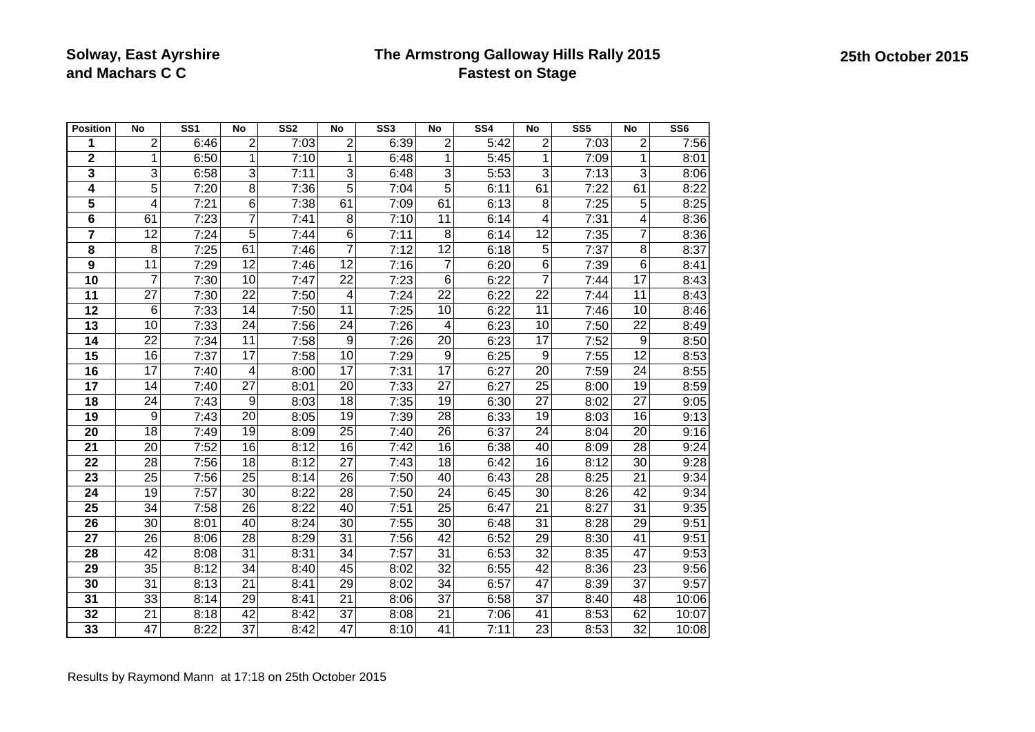**Solway, East Ayrshire and Machars C C**

# The Armstrong Galloway Hills Rally 2015
## Fastest on Stage

**25th October 2015**

| Position | No | SS1 | No | SS2 | No | SS3 | No | SS4 | No | SS5 | No | SS6 |
|---|---|---|---|---|---|---|---|---|---|---|---|---|
| 1 | 2 | 6:46 | 2 | 7:03 | 2 | 6:39 | 2 | 5:42 | 2 | 7:03 | 2 | 7:56 |
| 2 | 1 | 6:50 | 1 | 7:10 | 1 | 6:48 | 1 | 5:45 | 1 | 7:09 | 1 | 8:01 |
| 3 | 3 | 6:58 | 3 | 7:11 | 3 | 6:48 | 3 | 5:53 | 3 | 7:13 | 3 | 8:06 |
| 4 | 5 | 7:20 | 8 | 7:36 | 5 | 7:04 | 5 | 6:11 | 61 | 7:22 | 61 | 8:22 |
| 5 | 4 | 7:21 | 6 | 7:38 | 61 | 7:09 | 61 | 6:13 | 8 | 7:25 | 5 | 8:25 |
| 6 | 61 | 7:23 | 7 | 7:41 | 8 | 7:10 | 11 | 6:14 | 4 | 7:31 | 4 | 8:36 |
| 7 | 12 | 7:24 | 5 | 7:44 | 6 | 7:11 | 8 | 6:14 | 12 | 7:35 | 7 | 8:36 |
| 8 | 8 | 7:25 | 61 | 7:46 | 7 | 7:12 | 12 | 6:18 | 5 | 7:37 | 8 | 8:37 |
| 9 | 11 | 7:29 | 12 | 7:46 | 12 | 7:16 | 7 | 6:20 | 6 | 7:39 | 6 | 8:41 |
| 10 | 7 | 7:30 | 10 | 7:47 | 22 | 7:23 | 6 | 6:22 | 7 | 7:44 | 17 | 8:43 |
| 11 | 27 | 7:30 | 22 | 7:50 | 4 | 7:24 | 22 | 6:22 | 22 | 7:44 | 11 | 8:43 |
| 12 | 6 | 7:33 | 14 | 7:50 | 11 | 7:25 | 10 | 6:22 | 11 | 7:46 | 10 | 8:46 |
| 13 | 10 | 7:33 | 24 | 7:56 | 24 | 7:26 | 4 | 6:23 | 10 | 7:50 | 22 | 8:49 |
| 14 | 22 | 7:34 | 11 | 7:58 | 9 | 7:26 | 20 | 6:23 | 17 | 7:52 | 9 | 8:50 |
| 15 | 16 | 7:37 | 17 | 7:58 | 10 | 7:29 | 9 | 6:25 | 9 | 7:55 | 12 | 8:53 |
| 16 | 17 | 7:40 | 4 | 8:00 | 17 | 7:31 | 17 | 6:27 | 20 | 7:59 | 24 | 8:55 |
| 17 | 14 | 7:40 | 27 | 8:01 | 20 | 7:33 | 27 | 6:27 | 25 | 8:00 | 19 | 8:59 |
| 18 | 24 | 7:43 | 9 | 8:03 | 18 | 7:35 | 19 | 6:30 | 27 | 8:02 | 27 | 9:05 |
| 19 | 9 | 7:43 | 20 | 8:05 | 19 | 7:39 | 28 | 6:33 | 19 | 8:03 | 16 | 9:13 |
| 20 | 18 | 7:49 | 19 | 8:09 | 25 | 7:40 | 26 | 6:37 | 24 | 8:04 | 20 | 9:16 |
| 21 | 20 | 7:52 | 16 | 8:12 | 16 | 7:42 | 16 | 6:38 | 40 | 8:09 | 28 | 9:24 |
| 22 | 28 | 7:56 | 18 | 8:12 | 27 | 7:43 | 18 | 6:42 | 16 | 8:12 | 30 | 9:28 |
| 23 | 25 | 7:56 | 25 | 8:14 | 26 | 7:50 | 40 | 6:43 | 28 | 8:25 | 21 | 9:34 |
| 24 | 19 | 7:57 | 30 | 8:22 | 28 | 7:50 | 24 | 6:45 | 30 | 8:26 | 42 | 9:34 |
| 25 | 34 | 7:58 | 26 | 8:22 | 40 | 7:51 | 25 | 6:47 | 21 | 8:27 | 31 | 9:35 |
| 26 | 30 | 8:01 | 40 | 8:24 | 30 | 7:55 | 30 | 6:48 | 31 | 8:28 | 29 | 9:51 |
| 27 | 26 | 8:06 | 28 | 8:29 | 31 | 7:56 | 42 | 6:52 | 29 | 8:30 | 41 | 9:51 |
| 28 | 42 | 8:08 | 31 | 8:31 | 34 | 7:57 | 31 | 6:53 | 32 | 8:35 | 47 | 9:53 |
| 29 | 35 | 8:12 | 34 | 8:40 | 45 | 8:02 | 32 | 6:55 | 42 | 8:36 | 23 | 9:56 |
| 30 | 31 | 8:13 | 21 | 8:41 | 29 | 8:02 | 34 | 6:57 | 47 | 8:39 | 37 | 9:57 |
| 31 | 33 | 8:14 | 29 | 8:41 | 21 | 8:06 | 37 | 6:58 | 37 | 8:40 | 48 | 10:06 |
| 32 | 21 | 8:18 | 42 | 8:42 | 37 | 8:08 | 21 | 7:06 | 41 | 8:53 | 62 | 10:07 |
| 33 | 47 | 8:22 | 37 | 8:42 | 47 | 8:10 | 41 | 7:11 | 23 | 8:53 | 32 | 10:08 |

Results by Raymond Mann at 17:18 on 25th October 2015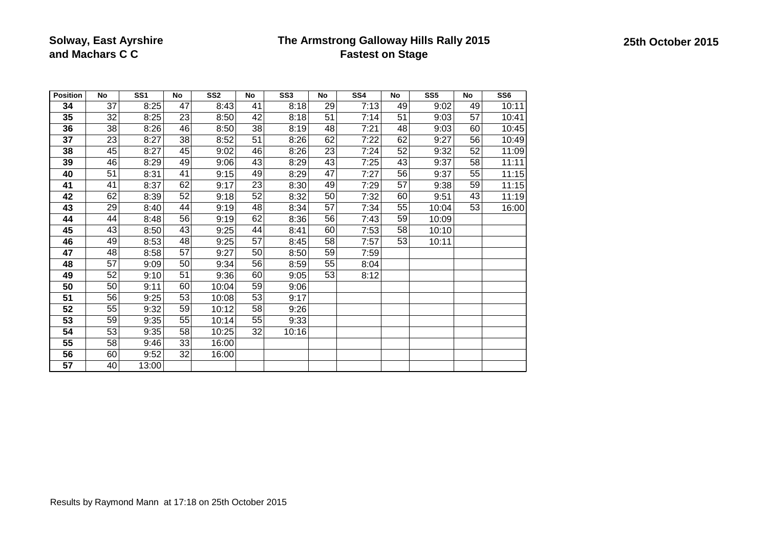**Solway, East Ayrshire and Machars C C**

## The Armstrong Galloway Hills Rally 2015
## Fastest on Stage

**25th October 2015**

| Position | No | SS1 | No | SS2 | No | SS3 | No | SS4 | No | SS5 | No | SS6 |
|---|---|---|---|---|---|---|---|---|---|---|---|---|
| **34** | 37 | 8:25 | 47 | 8:43 | 41 | 8:18 | 29 | 7:13 | 49 | 9:02 | 49 | 10:11 |
| **35** | 32 | 8:25 | 23 | 8:50 | 42 | 8:18 | 51 | 7:14 | 51 | 9:03 | 57 | 10:41 |
| **36** | 38 | 8:26 | 46 | 8:50 | 38 | 8:19 | 48 | 7:21 | 48 | 9:03 | 60 | 10:45 |
| **37** | 23 | 8:27 | 38 | 8:52 | 51 | 8:26 | 62 | 7:22 | 62 | 9:27 | 56 | 10:49 |
| **38** | 45 | 8:27 | 45 | 9:02 | 46 | 8:26 | 23 | 7:24 | 52 | 9:32 | 52 | 11:09 |
| **39** | 46 | 8:29 | 49 | 9:06 | 43 | 8:29 | 43 | 7:25 | 43 | 9:37 | 58 | 11:11 |
| **40** | 51 | 8:31 | 41 | 9:15 | 49 | 8:29 | 47 | 7:27 | 56 | 9:37 | 55 | 11:15 |
| **41** | 41 | 8:37 | 62 | 9:17 | 23 | 8:30 | 49 | 7:29 | 57 | 9:38 | 59 | 11:15 |
| **42** | 62 | 8:39 | 52 | 9:18 | 52 | 8:32 | 50 | 7:32 | 60 | 9:51 | 43 | 11:19 |
| **43** | 29 | 8:40 | 44 | 9:19 | 48 | 8:34 | 57 | 7:34 | 55 | 10:04 | 53 | 16:00 |
| **44** | 44 | 8:48 | 56 | 9:19 | 62 | 8:36 | 56 | 7:43 | 59 | 10:09 | | |
| **45** | 43 | 8:50 | 43 | 9:25 | 44 | 8:41 | 60 | 7:53 | 58 | 10:10 | | |
| **46** | 49 | 8:53 | 48 | 9:25 | 57 | 8:45 | 58 | 7:57 | 53 | 10:11 | | |
| **47** | 48 | 8:58 | 57 | 9:27 | 50 | 8:50 | 59 | 7:59 | | | | |
| **48** | 57 | 9:09 | 50 | 9:34 | 56 | 8:59 | 55 | 8:04 | | | | |
| **49** | 52 | 9:10 | 51 | 9:36 | 60 | 9:05 | 53 | 8:12 | | | | |
| **50** | 50 | 9:11 | 60 | 10:04 | 59 | 9:06 | | | | | | |
| **51** | 56 | 9:25 | 53 | 10:08 | 53 | 9:17 | | | | | | |
| **52** | 55 | 9:32 | 59 | 10:12 | 58 | 9:26 | | | | | | |
| **53** | 59 | 9:35 | 55 | 10:14 | 55 | 9:33 | | | | | | |
| **54** | 53 | 9:35 | 58 | 10:25 | 32 | 10:16 | | | | | | |
| **55** | 58 | 9:46 | 33 | 16:00 | | | | | | | | |
| **56** | 60 | 9:52 | 32 | 16:00 | | | | | | | | |
| **57** | 40 | 13:00 | | | | | | | | | | |

Results by Raymond Mann at 17:18 on 25th October 2015